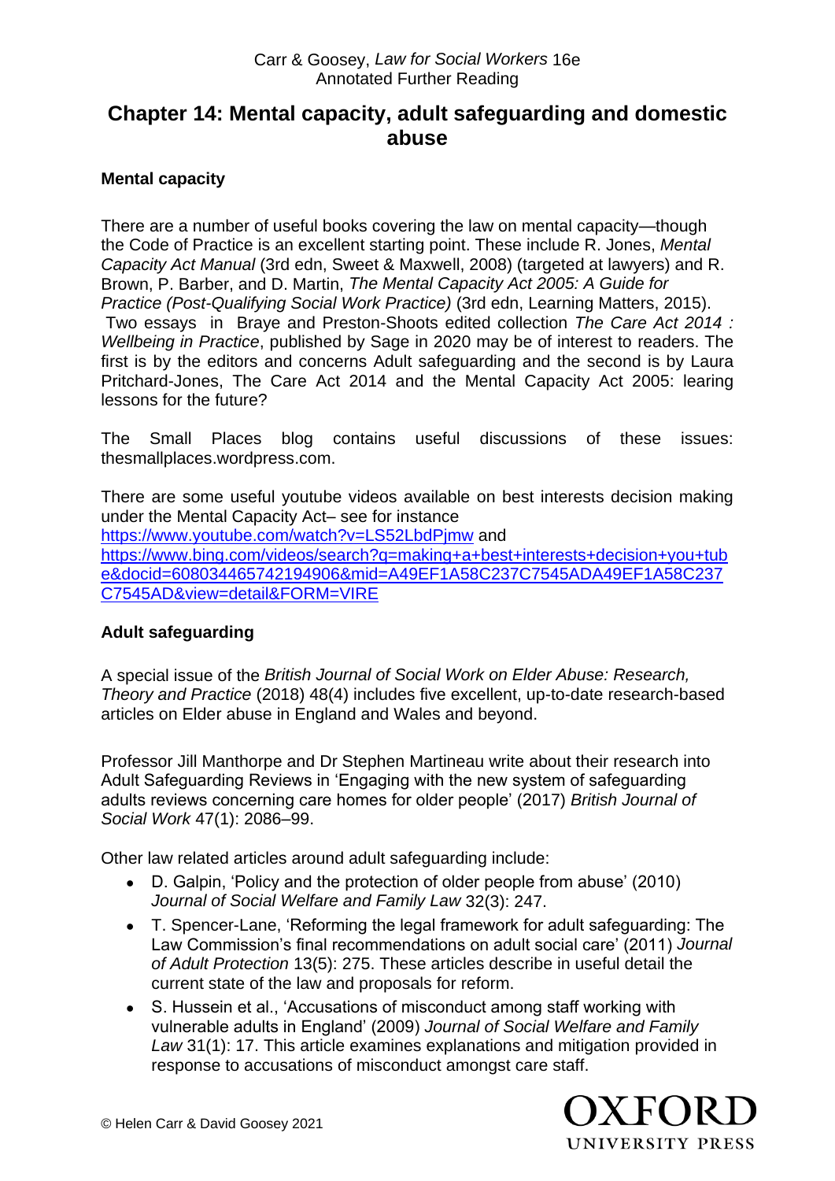# Chapter 14: Mental capacity, adult safeguarding and domestic abuse

### Mental capacity

There are a number of useful books covering the law on mental capacity—though the Code of Practice is an excellent starting point. These include R. Jones, *Mental Capacity Act Manual* (3rd edn, Sweet & Maxwell, 2008) (targeted at lawyers) and R. Brown, P. Barber, and D. Martin, *The Mental Capacity Act 2005: A Guide for Practice (Post-Qualifying Social Work Practice)* (3rd edn, Learning Matters, 2015). Two essays in Braye and Preston-Shoots edited collection *The Care Act 2014 : Wellbeing in Practice*, published by Sage in 2020 may be of interest to readers. The first is by the editors and concerns Adult safeguarding and the second is by Laura Pritchard-Jones, The Care Act 2014 and the Mental Capacity Act 2005: learing lessons for the future?

The Small Places blog contains useful discussions of these issues: thesmallplaces.wordpress.com.

There are some useful youtube videos available on best interests decision making under the Mental Capacity Act– see for instance https://www.youtube.com/watch?v=LS52LbdPjmw and https://www.bing.com/videos/search?q=making+a+best+interests+decision+you+tube&docid=608034465742194906&mid=A49EF1A58C237C7545ADA49EF1A58C237C7545AD&view=detail&FORM=VIRE

### Adult safeguarding

A special issue of the *British Journal of Social Work on Elder Abuse: Research, Theory and Practice* (2018) 48(4) includes five excellent, up-to-date research-based articles on Elder abuse in England and Wales and beyond.

Professor Jill Manthorpe and Dr Stephen Martineau write about their research into Adult Safeguarding Reviews in 'Engaging with the new system of safeguarding adults reviews concerning care homes for older people' (2017) *British Journal of Social Work* 47(1): 2086–99.

Other law related articles around adult safeguarding include:

- D. Galpin, 'Policy and the protection of older people from abuse' (2010) *Journal of Social Welfare and Family Law* 32(3): 247.
- T. Spencer-Lane, 'Reforming the legal framework for adult safeguarding: The Law Commission's final recommendations on adult social care' (2011) *Journal of Adult Protection* 13(5): 275. These articles describe in useful detail the current state of the law and proposals for reform.
- S. Hussein et al., 'Accusations of misconduct among staff working with vulnerable adults in England' (2009) *Journal of Social Welfare and Family Law* 31(1): 17. This article examines explanations and mitigation provided in response to accusations of misconduct amongst care staff.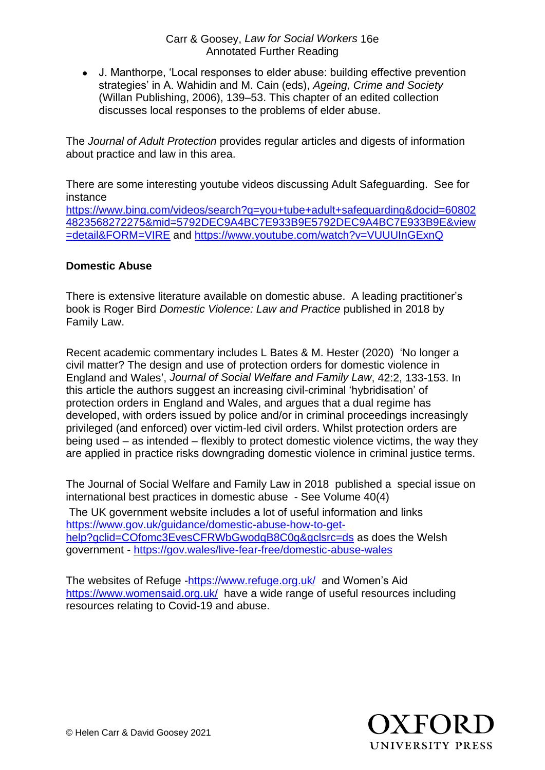- J. Manthorpe, 'Local responses to elder abuse: building effective prevention strategies' in A. Wahidin and M. Cain (eds), *Ageing, Crime and Society* (Willan Publishing, 2006), 139–53. This chapter of an edited collection discusses local responses to the problems of elder abuse.

The *Journal of Adult Protection* provides regular articles and digests of information about practice and law in this area.

There are some interesting youtube videos discussing Adult Safeguarding. See for instance https://www.bing.com/videos/search?q=you+tube+adult+safeguarding&docid=608024823568272275&mid=5792DEC9A4BC7E933B9E5792DEC9A4BC7E933B9E&view=detail&FORM=VIRE and https://www.youtube.com/watch?v=VUUInGExnQ

**Domestic Abuse**

There is extensive literature available on domestic abuse. A leading practitioner's book is Roger Bird *Domestic Violence: Law and Practice* published in 2018 by Family Law.

Recent academic commentary includes L Bates & M. Hester (2020) 'No longer a civil matter? The design and use of protection orders for domestic violence in England and Wales', *Journal of Social Welfare and Family Law*, 42:2, 133-153. In this article the authors suggest an increasing civil-criminal 'hybridisation' of protection orders in England and Wales, and argues that a dual regime has developed, with orders issued by police and/or in criminal proceedings increasingly privileged (and enforced) over victim-led civil orders. Whilst protection orders are being used – as intended – flexibly to protect domestic violence victims, the way they are applied in practice risks downgrading domestic violence in criminal justice terms.

The Journal of Social Welfare and Family Law in 2018 published a special issue on international best practices in domestic abuse - See Volume 40(4)

The UK government website includes a lot of useful information and links https://www.gov.uk/guidance/domestic-abuse-how-to-get-help?gclid=COfomc3EvesCFRWbGwodqB8C0g&gclsrc=ds as does the Welsh government - https://gov.wales/live-fear-free/domestic-abuse-wales

The websites of Refuge -https://www.refuge.org.uk/ and Women's Aid https://www.womensaid.org.uk/ have a wide range of useful resources including resources relating to Covid-19 and abuse.

© Helen Carr & David Goosey 2021